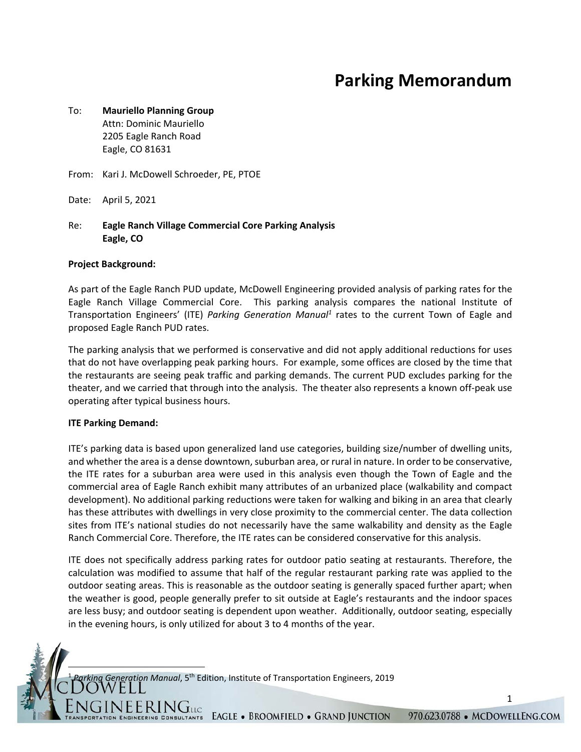# Parking Memorandum

To: **Mauriello Planning Group**
Attn: Dominic Mauriello
2205 Eagle Ranch Road
Eagle, CO 81631

From: Kari J. McDowell Schroeder, PE, PTOE

Date: April 5, 2021

Re: **Eagle Ranch Village Commercial Core Parking Analysis**
**Eagle, CO**

**Project Background:**

As part of the Eagle Ranch PUD update, McDowell Engineering provided analysis of parking rates for the Eagle Ranch Village Commercial Core. This parking analysis compares the national Institute of Transportation Engineers' (ITE) *Parking Generation Manual*[1] rates to the current Town of Eagle and proposed Eagle Ranch PUD rates.

The parking analysis that we performed is conservative and did not apply additional reductions for uses that do not have overlapping peak parking hours. For example, some offices are closed by the time that the restaurants are seeing peak traffic and parking demands. The current PUD excludes parking for the theater, and we carried that through into the analysis. The theater also represents a known off-peak use operating after typical business hours.

**ITE Parking Demand:**

ITE's parking data is based upon generalized land use categories, building size/number of dwelling units, and whether the area is a dense downtown, suburban area, or rural in nature. In order to be conservative, the ITE rates for a suburban area were used in this analysis even though the Town of Eagle and the commercial area of Eagle Ranch exhibit many attributes of an urbanized place (walkability and compact development). No additional parking reductions were taken for walking and biking in an area that clearly has these attributes with dwellings in very close proximity to the commercial center. The data collection sites from ITE's national studies do not necessarily have the same walkability and density as the Eagle Ranch Commercial Core. Therefore, the ITE rates can be considered conservative for this analysis.

ITE does not specifically address parking rates for outdoor patio seating at restaurants. Therefore, the calculation was modified to assume that half of the regular restaurant parking rate was applied to the outdoor seating areas. This is reasonable as the outdoor seating is generally spaced further apart; when the weather is good, people generally prefer to sit outside at Eagle's restaurants and the indoor spaces are less busy; and outdoor seating is dependent upon weather. Additionally, outdoor seating, especially in the evening hours, is only utilized for about 3 to 4 months of the year.

---

[1] *Parking Generation Manual*, 5th Edition, Institute of Transportation Engineers, 2019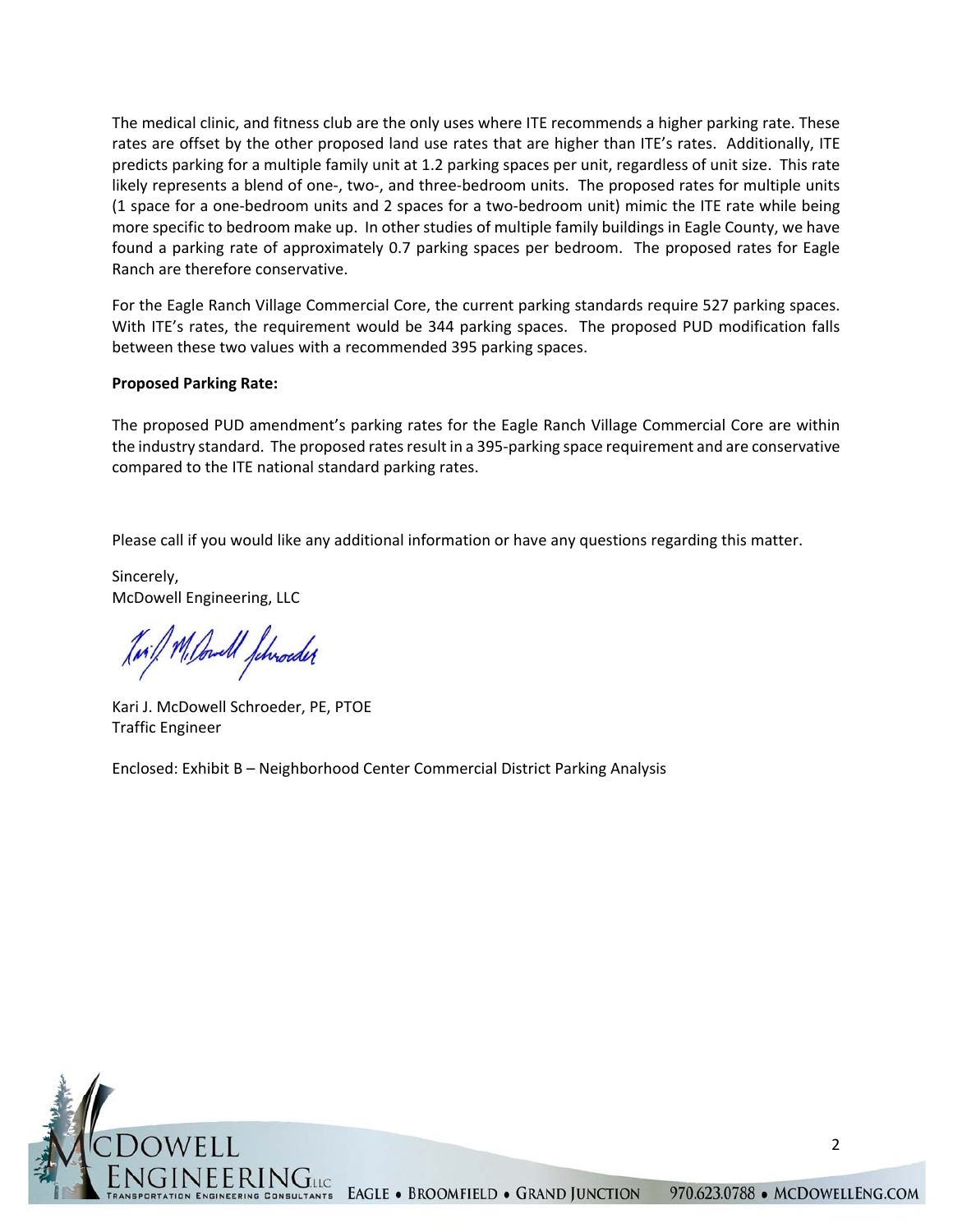The medical clinic, and fitness club are the only uses where ITE recommends a higher parking rate. These rates are offset by the other proposed land use rates that are higher than ITE's rates. Additionally, ITE predicts parking for a multiple family unit at 1.2 parking spaces per unit, regardless of unit size. This rate likely represents a blend of one-, two-, and three-bedroom units. The proposed rates for multiple units (1 space for a one-bedroom units and 2 spaces for a two-bedroom unit) mimic the ITE rate while being more specific to bedroom make up. In other studies of multiple family buildings in Eagle County, we have found a parking rate of approximately 0.7 parking spaces per bedroom. The proposed rates for Eagle Ranch are therefore conservative.

For the Eagle Ranch Village Commercial Core, the current parking standards require 527 parking spaces. With ITE's rates, the requirement would be 344 parking spaces. The proposed PUD modification falls between these two values with a recommended 395 parking spaces.

**Proposed Parking Rate:**

The proposed PUD amendment's parking rates for the Eagle Ranch Village Commercial Core are within the industry standard. The proposed rates result in a 395-parking space requirement and are conservative compared to the ITE national standard parking rates.

Please call if you would like any additional information or have any questions regarding this matter.

Sincerely,
McDowell Engineering, LLC

Kari J. McDowell Schroeder, PE, PTOE
Traffic Engineer

Enclosed: Exhibit B – Neighborhood Center Commercial District Parking Analysis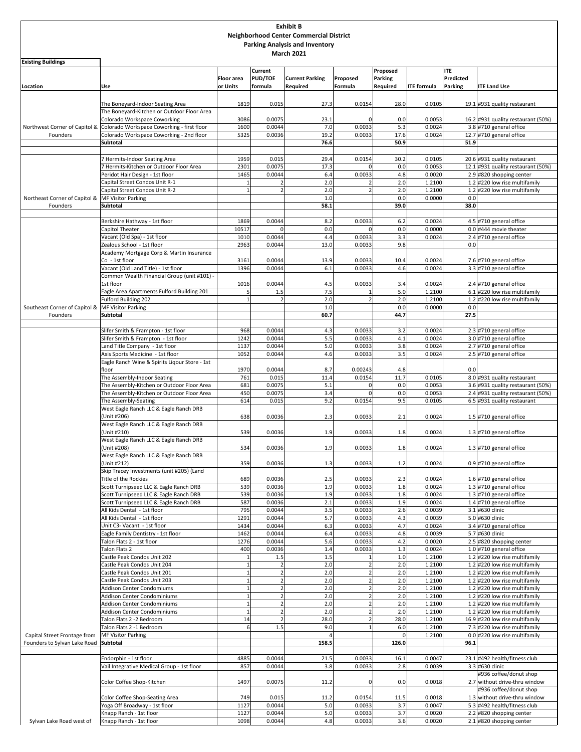# Exhibit B
## Neighborhood Center Commercial District
## Parking Analysis and Inventory
### March 2021

**Existing Buildings**

| Location | Use | Floor area or Units | Current PUD/TOE formula | Current Parking Required | Proposed Formula | Proposed Parking Required | ITE formula | ITE Predicted Parking | ITE Land Use |
|---|---|---|---|---|---|---|---|---|---|
| | The Boneyard-Indoor Seating Area | 1819 | 0.015 | 27.3 | 0.0154 | 28.0 | 0.0105 | 19.1 | #931 quality restaurant |
| | The Boneyard-Kitchen or Outdoor Floor Area Colorado Workspace Coworking | 3086 | 0.0075 | 23.1 | 0 | 0.0 | 0.0053 | 16.2 | #931 quality restaurant (50%) |
| Northwest Corner of Capitol & | Colorado Workspace Coworking - first floor | 1600 | 0.0044 | 7.0 | 0.0033 | 5.3 | 0.0024 | 3.8 | #710 general office |
| Founders | Colorado Workspace Coworking - 2nd floor | 5325 | 0.0036 | 19.2 | 0.0033 | 17.6 | 0.0024 | 12.7 | #710 general office |
| | **Subtotal** | | | **76.6** | | **50.9** | | **51.9** | |
| | 7 Hermits-Indoor Seating Area | 1959 | 0.015 | 29.4 | 0.0154 | 30.2 | 0.0105 | 20.6 | #931 quality restaurant |
| | 7 Hermits-Kitchen or Outdoor Floor Area | 2301 | 0.0075 | 17.3 | 0 | 0.0 | 0.0053 | 12.1 | #931 quality restaurant (50%) |
| | Peridot Hair Design - 1st floor | 1465 | 0.0044 | 6.4 | 0.0033 | 4.8 | 0.0020 | 2.9 | #820 shopping center |
| | Capital Street Condos Unit R-1 | 1 | 2 | 2.0 | 2 | 2.0 | 1.2100 | 1.2 | #220 low rise multifamily |
| | Capital Street Condos Unit R-2 | 1 | 2 | 2.0 | 2 | 2.0 | 1.2100 | 1.2 | #220 low rise multifamily |
| Northeast Corner of Capitol & | MF Visitor Parking | | | 1.0 | | 0.0 | 0.0000 | 0.0 | |
| Founders | **Subtotal** | | | **58.1** | | **39.0** | | **38.0** | |
| | Berkshire Hathway - 1st floor | 1869 | 0.0044 | 8.2 | 0.0033 | 6.2 | 0.0024 | 4.5 | #710 general office |
| | Capitol Theater | 10517 | 0 | 0.0 | 0 | 0.0 | 0.0000 | 0.0 | #444 movie theater |
| | Vacant (Old Spa) - 1st floor | 1010 | 0.0044 | 4.4 | 0.0033 | 3.3 | 0.0024 | 2.4 | #710 general office |
| | Zealous School - 1st floor | 2963 | 0.0044 | 13.0 | 0.0033 | 9.8 | | 0.0 | |
| | Academy Mortgage Corp & Martin Insurance Co - 1st floor | 3161 | 0.0044 | 13.9 | 0.0033 | 10.4 | 0.0024 | 7.6 | #710 general office |
| | Vacant (Old Land Title) - 1st floor | 1396 | 0.0044 | 6.1 | 0.0033 | 4.6 | 0.0024 | 3.3 | #710 general office |
| | Common Wealth Financial Group (unit #101) - 1st floor | 1016 | 0.0044 | 4.5 | 0.0033 | 3.4 | 0.0024 | 2.4 | #710 general office |
| | Eagle Area Apartments Fulford Building 201 | 5 | 1.5 | 7.5 | 1 | 5.0 | 1.2100 | 6.1 | #220 low rise multifamily |
| | Fulford Building 202 | 1 | 2 | 2.0 | 2 | 2.0 | 1.2100 | 1.2 | #220 low rise multifamily |
| Southeast Corner of Capitol & | MF Visitor Parking | | | 1.0 | | 0.0 | 0.0000 | 0.0 | |
| Founders | **Subtotal** | | | **60.7** | | **44.7** | | **27.5** | |
| | Slifer Smith & Frampton - 1st floor | 968 | 0.0044 | 4.3 | 0.0033 | 3.2 | 0.0024 | 2.3 | #710 general office |
| | Slifer Smith & Frampton - 1st floor | 1242 | 0.0044 | 5.5 | 0.0033 | 4.1 | 0.0024 | 3.0 | #710 general office |
| | Land Title Company - 1st floor | 1137 | 0.0044 | 5.0 | 0.0033 | 3.8 | 0.0024 | 2.7 | #710 general office |
| | Axis Sports Medicine - 1st floor | 1052 | 0.0044 | 4.6 | 0.0033 | 3.5 | 0.0024 | 2.5 | #710 general office |
| | Eagle Ranch Wine & Spirits Liqour Store - 1st floor | 1970 | 0.0044 | 8.7 | 0.00243 | 4.8 | | 0.0 | |
| | The Assembly-Indoor Seating | 761 | 0.015 | 11.4 | 0.0154 | 11.7 | 0.0105 | 8.0 | #931 quality restaurant |
| | The Assembly-Kitchen or Outdoor Floor Area | 681 | 0.0075 | 5.1 | 0 | 0.0 | 0.0053 | 3.6 | #931 quality restaurant (50%) |
| | The Assembly-Kitchen or Outdoor Floor Area | 450 | 0.0075 | 3.4 | 0 | 0.0 | 0.0053 | 2.4 | #931 quality restaurant (50%) |
| | The Assembly-Seating | 614 | 0.015 | 9.2 | 0.0154 | 9.5 | 0.0105 | 6.5 | #931 quality restaurant |
| | West Eagle Ranch LLC & Eagle Ranch DRB (Unit #206) | 638 | 0.0036 | 2.3 | 0.0033 | 2.1 | 0.0024 | 1.5 | #710 general office |
| | West Eagle Ranch LLC & Eagle Ranch DRB (Unit #210) | 539 | 0.0036 | 1.9 | 0.0033 | 1.8 | 0.0024 | 1.3 | #710 general office |
| | West Eagle Ranch LLC & Eagle Ranch DRB (Unit #208) | 534 | 0.0036 | 1.9 | 0.0033 | 1.8 | 0.0024 | 1.3 | #710 general office |
| | West Eagle Ranch LLC & Eagle Ranch DRB (Unit #212) | 359 | 0.0036 | 1.3 | 0.0033 | 1.2 | 0.0024 | 0.9 | #710 general office |
| | Skip Tracey Investments (unit #205) (Land Title of the Rockies | 689 | 0.0036 | 2.5 | 0.0033 | 2.3 | 0.0024 | 1.6 | #710 general office |
| | Scott Turnipseed LLC & Eagle Ranch DRB | 539 | 0.0036 | 1.9 | 0.0033 | 1.8 | 0.0024 | 1.3 | #710 general office |
| | Scott Turnipseed LLC & Eagle Ranch DRB | 539 | 0.0036 | 1.9 | 0.0033 | 1.8 | 0.0024 | 1.3 | #710 general office |
| | Scott Turnipseed LLC & Eagle Ranch DRB | 587 | 0.0036 | 2.1 | 0.0033 | 1.9 | 0.0024 | 1.4 | #710 general office |
| | All Kids Dental - 1st floor | 795 | 0.0044 | 3.5 | 0.0033 | 2.6 | 0.0039 | 3.1 | #630 clinic |
| | All Kids Dental - 1st floor | 1291 | 0.0044 | 5.7 | 0.0033 | 4.3 | 0.0039 | 5.0 | #630 clinic |
| | Unit C3- Vacant - 1st floor | 1434 | 0.0044 | 6.3 | 0.0033 | 4.7 | 0.0024 | 3.4 | #710 general office |
| | Eagle Family Dentistry - 1st floor | 1462 | 0.0044 | 6.4 | 0.0033 | 4.8 | 0.0039 | 5.7 | #630 clinic |
| | Talon Flats 2 - 1st floor | 1276 | 0.0044 | 5.6 | 0.0033 | 4.2 | 0.0020 | 2.5 | #820 shopping center |
| | Talon Flats 2 | 400 | 0.0036 | 1.4 | 0.0033 | 1.3 | 0.0024 | 1.0 | #710 general office |
| | Castle Peak Condos Unit 202 | 1 | 1.5 | 1.5 | 1 | 1.0 | 1.2100 | 1.2 | #220 low rise multifamily |
| | Castle Peak Condos Unit 204 | 1 | 2 | 2.0 | 2 | 2.0 | 1.2100 | 1.2 | #220 low rise multifamily |
| | Castle Peak Condos Unit 201 | 1 | 2 | 2.0 | 2 | 2.0 | 1.2100 | 1.2 | #220 low rise multifamily |
| | Castle Peak Condos Unit 203 | 1 | 2 | 2.0 | 2 | 2.0 | 1.2100 | 1.2 | #220 low rise multifamily |
| | Addison Center Condomiums | 1 | 2 | 2.0 | 2 | 2.0 | 1.2100 | 1.2 | #220 low rise multifamily |
| | Addison Center Condominiums | 1 | 2 | 2.0 | 2 | 2.0 | 1.2100 | 1.2 | #220 low rise multifamily |
| | Addison Center Condominiums | 1 | 2 | 2.0 | 2 | 2.0 | 1.2100 | 1.2 | #220 low rise multifamily |
| | Addison Center Condominiums | 1 | 2 | 2.0 | 2 | 2.0 | 1.2100 | 1.2 | #220 low rise multifamily |
| | Talon Flats 2 -2 Bedroom | 14 | 2 | 28.0 | 2 | 28.0 | 1.2100 | 16.9 | #220 low rise multifamily |
| | Talon Flats 2 -1 Bedroom | 6 | 1.5 | 9.0 | 1 | 6.0 | 1.2100 | 7.3 | #220 low rise multifamily |
| Capital Street Frontage from | MF Visitor Parking | | | 4 | | 0 | 1.2100 | 0.0 | #220 low rise multifamily |
| Founders to Sylvan Lake Road | **Subtotal** | | | **158.5** | | **126.0** | | **96.1** | |
| | Endorphin - 1st floor | 4885 | 0.0044 | 21.5 | 0.0033 | 16.1 | 0.0047 | 23.1 | #492 health/fitness club |
| | Vail Integrative Medical Group - 1st floor | 857 | 0.0044 | 3.8 | 0.0033 | 2.8 | 0.0039 | 3.3 | #630 clinic |
| | Color Coffee Shop-Kitchen | 1497 | 0.0075 | 11.2 | 0 | 0.0 | 0.0018 | 2.7 | #936 coffee/donut shop without drive-thru window |
| | Color Coffee Shop-Seating Area | 749 | 0.015 | 11.2 | 0.0154 | 11.5 | 0.0018 | 1.3 | #936 coffee/donut shop without drive-thru window |
| | Yoga Off Broadway - 1st floor | 1127 | 0.0044 | 5.0 | 0.0033 | 3.7 | 0.0047 | 5.3 | #492 health/fitness club |
| | Knapp Ranch - 1st floor | 1127 | 0.0044 | 5.0 | 0.0033 | 3.7 | 0.0020 | 2.2 | #820 shopping center |
| Sylvan Lake Road west of | Knapp Ranch - 1st floor | 1098 | 0.0044 | 4.8 | 0.0033 | 3.6 | 0.0020 | 2.1 | #820 shopping center |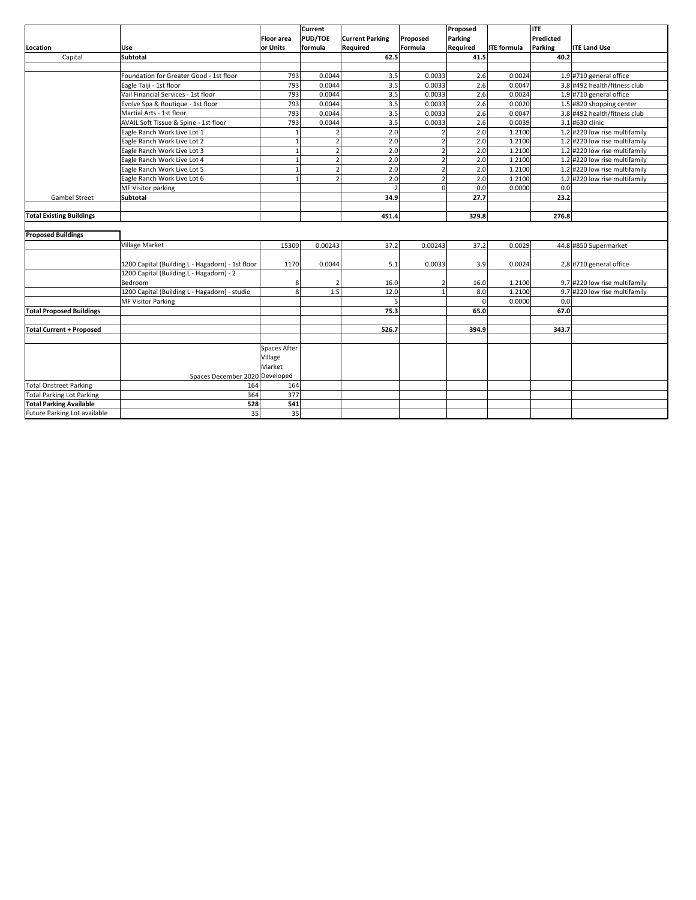| Location | Use | Floor area or Units | Current PUD/TOE formula | Current Parking Required | Proposed Formula | Proposed Parking Required | ITE formula | ITE Predicted Parking | ITE Land Use |
|---|---|---|---|---|---|---|---|---|---|
| Capital | **Subtotal** | | | **62.5** | | **41.5** | | **40.2** | |
| | | | | | | | | | |
| | Foundation for Greater Good - 1st floor | 793 | 0.0044 | 3.5 | 0.0033 | 2.6 | 0.0024 | 1.9 | #710 general office |
| | Eagle Taiji - 1st floor | 793 | 0.0044 | 3.5 | 0.0033 | 2.6 | 0.0047 | 3.8 | #492 health/fitness club |
| | Vail Financial Services - 1st floor | 793 | 0.0044 | 3.5 | 0.0033 | 2.6 | 0.0024 | 1.9 | #710 general office |
| | Evolve Spa & Boutique - 1st floor | 793 | 0.0044 | 3.5 | 0.0033 | 2.6 | 0.0020 | 1.5 | #820 shopping center |
| | Martial Arts - 1st floor | 793 | 0.0044 | 3.5 | 0.0033 | 2.6 | 0.0047 | 3.8 | #492 health/fitness club |
| | AVAIL Soft Tissue & Spine - 1st floor | 793 | 0.0044 | 3.5 | 0.0033 | 2.6 | 0.0039 | 3.1 | #630 clinic |
| | Eagle Ranch Work Live Lot 1 | 1 | 2 | 2.0 | 2 | 2.0 | 1.2100 | 1.2 | #220 low rise multifamily |
| | Eagle Ranch Work Live Lot 2 | 1 | 2 | 2.0 | 2 | 2.0 | 1.2100 | 1.2 | #220 low rise multifamily |
| | Eagle Ranch Work Live Lot 3 | 1 | 2 | 2.0 | 2 | 2.0 | 1.2100 | 1.2 | #220 low rise multifamily |
| | Eagle Ranch Work Live Lot 4 | 1 | 2 | 2.0 | 2 | 2.0 | 1.2100 | 1.2 | #220 low rise multifamily |
| | Eagle Ranch Work Live Lot 5 | 1 | 2 | 2.0 | 2 | 2.0 | 1.2100 | 1.2 | #220 low rise multifamily |
| | Eagle Ranch Work Live Lot 6 | 1 | 2 | 2.0 | 2 | 2.0 | 1.2100 | 1.2 | #220 low rise multifamily |
| | MF Visitor parking | | | 2 | 0 | 0.0 | 0.0000 | 0.0 | |
| Gambel Street | **Subtotal** | | | **34.9** | | **27.7** | | **23.2** | |
| | | | | | | | | | |
| **Total Existing Buildings** | | | | **451.4** | | **329.8** | | **276.8** | |
| | | | | | | | | | |
| **Proposed Buildings** | | | | | | | | | |
| | Village Market | 15300 | 0.00243 | 37.2 | 0.00243 | 37.2 | 0.0029 | 44.8 | #850 Supermarket |
| | | | | | | | | | |
| | 1200 Capital (Building L - Hagadorn) - 1st floor | 1170 | 0.0044 | 5.1 | 0.0033 | 3.9 | 0.0024 | 2.8 | #710 general office |
| | 1200 Capital (Building L - Hagadorn) - 2 Bedroom | 8 | 2 | 16.0 | 2 | 16.0 | 1.2100 | 9.7 | #220 low rise multifamily |
| | 1200 Capital (Building L - Hagadorn) - studio | 8 | 1.5 | 12.0 | 1 | 8.0 | 1.2100 | 9.7 | #220 low rise multifamily |
| | MF Visitor Parking | | | 5 | | 0 | 0.0000 | 0.0 | |
| **Total Proposed Buildings** | | | | **75.3** | | **65.0** | | **67.0** | |
| | | | | | | | | | |
| **Total Current + Proposed** | | | | **526.7** | | **394.9** | | **343.7** | |
| | | | | | | | | | |
| | Spaces December 2020 | Spaces After Village Market Developed | | | | | | | |
| Total Onstreet Parking | 164 | 164 | | | | | | | |
| Total Parking Lot Parking | 364 | 377 | | | | | | | |
| **Total Parking Available** | **528** | **541** | | | | | | | |
| Future Parking Lot available | 35 | 35 | | | | | | | |